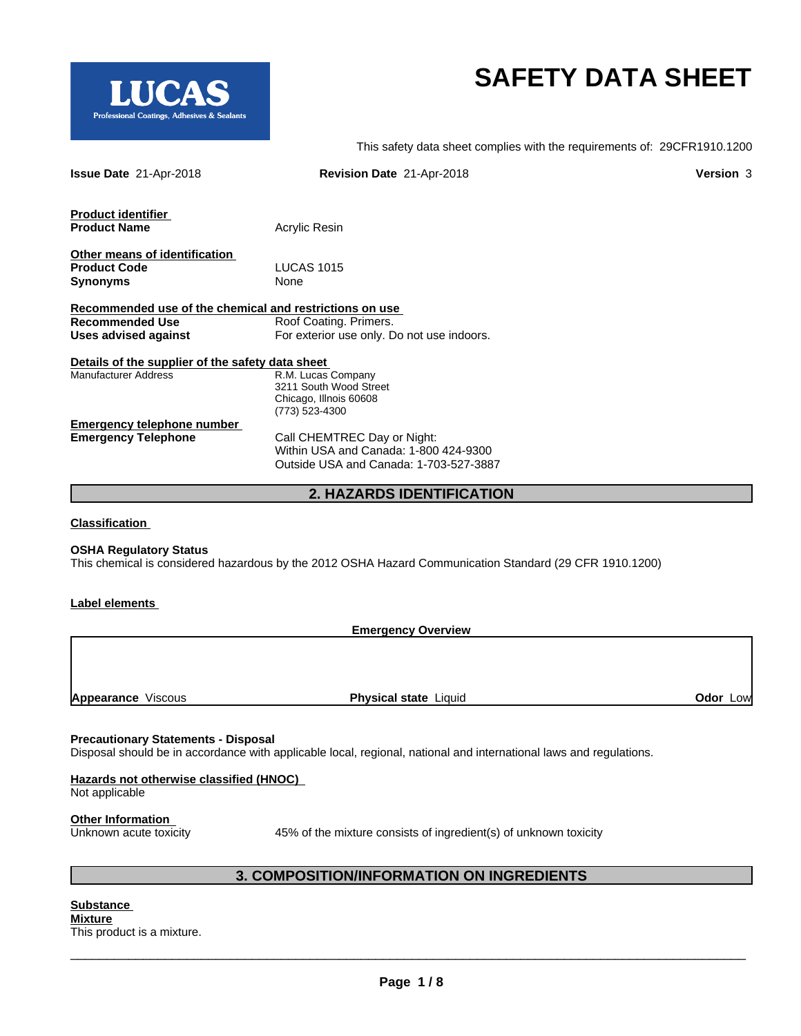LUCAS
Professional Coatings, Adhesives & Sealants

# SAFETY DATA SHEET

This safety data sheet complies with the requirements of: 29CFR1910.1200

**Issue Date** 21-Apr-2018 **Revision Date** 21-Apr-2018 **Version** 3

**Product identifier**

| | |
|---|---|
| **Product Name** | Acrylic Resin |

**Other means of identification**

| | |
|---|---|
| **Product Code** | LUCAS 1015 |
| **Synonyms** | None |

**Recommended use of the chemical and restrictions on use**

| | |
|---|---|
| **Recommended Use** | Roof Coating. Primers. |
| **Uses advised against** | For exterior use only. Do not use indoors. |

**Details of the supplier of the safety data sheet**

| | |
|---|---|
| Manufacturer Address | R.M. Lucas Company<br>3211 South Wood Street<br>Chicago, Illnois 60608<br>(773) 523-4300 |

**Emergency telephone number**

| | |
|---|---|
| **Emergency Telephone** | Call CHEMTREC Day or Night:<br>Within USA and Canada: 1-800 424-9300<br>Outside USA and Canada: 1-703-527-3887 |

## 2. HAZARDS IDENTIFICATION

**Classification**

**OSHA Regulatory Status**
This chemical is considered hazardous by the 2012 OSHA Hazard Communication Standard (29 CFR 1910.1200)

**Label elements**

**Emergency Overview**

| | | |
|---|---|---|
| **Appearance** Viscous | **Physical state** Liquid | **Odor** Low |

**Precautionary Statements - Disposal**
Disposal should be in accordance with applicable local, regional, national and international laws and regulations.

**Hazards not otherwise classified (HNOC)**
Not applicable

**Other Information**

| | |
|---|---|
| Unknown acute toxicity | 45% of the mixture consists of ingredient(s) of unknown toxicity |

## 3. COMPOSITION/INFORMATION ON INGREDIENTS

**Substance**

**Mixture**
This product is a mixture.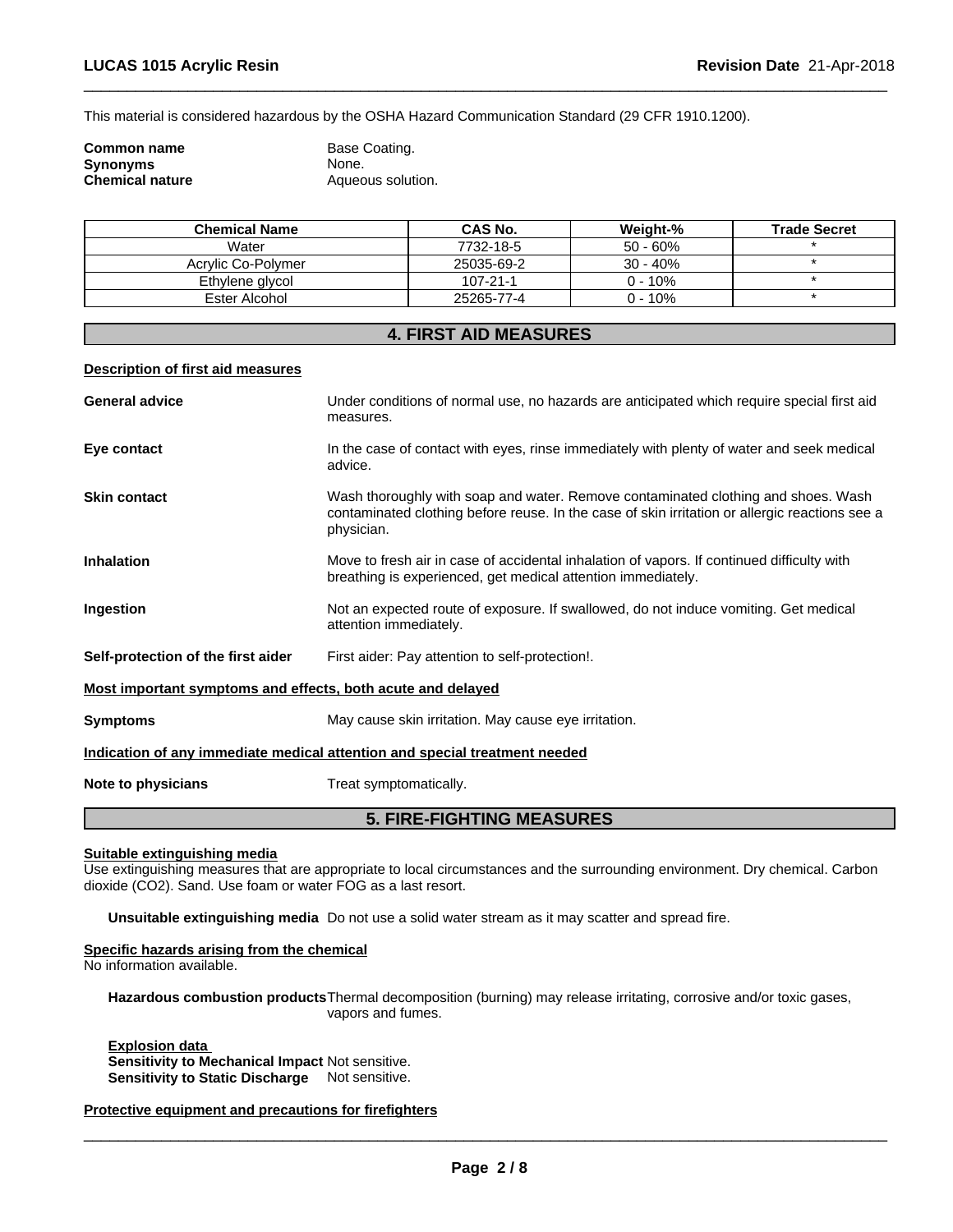This material is considered hazardous by the OSHA Hazard Communication Standard (29 CFR 1910.1200).

**Common name** Base Coating.
**Synonyms** None.
**Chemical nature** Aqueous solution.

| Chemical Name | CAS No. | Weight-% | Trade Secret |
|---|---|---|---|
| Water | 7732-18-5 | 50 - 60% | * |
| Acrylic Co-Polymer | 25035-69-2 | 30 - 40% | * |
| Ethylene glycol | 107-21-1 | 0 - 10% | * |
| Ester Alcohol | 25265-77-4 | 0 - 10% | * |

## 4. FIRST AID MEASURES

**Description of first aid measures**

**General advice** Under conditions of normal use, no hazards are anticipated which require special first aid measures.

**Eye contact** In the case of contact with eyes, rinse immediately with plenty of water and seek medical advice.

**Skin contact** Wash thoroughly with soap and water. Remove contaminated clothing and shoes. Wash contaminated clothing before reuse. In the case of skin irritation or allergic reactions see a physician.

**Inhalation** Move to fresh air in case of accidental inhalation of vapors. If continued difficulty with breathing is experienced, get medical attention immediately.

**Ingestion** Not an expected route of exposure. If swallowed, do not induce vomiting. Get medical attention immediately.

**Self-protection of the first aider** First aider: Pay attention to self-protection!.

**Most important symptoms and effects, both acute and delayed**

**Symptoms** May cause skin irritation. May cause eye irritation.

**Indication of any immediate medical attention and special treatment needed**

**Note to physicians** Treat symptomatically.

## 5. FIRE-FIGHTING MEASURES

**Suitable extinguishing media**
Use extinguishing measures that are appropriate to local circumstances and the surrounding environment. Dry chemical. Carbon dioxide ($CO_2$). Sand. Use foam or water FOG as a last resort.

**Unsuitable extinguishing media** Do not use a solid water stream as it may scatter and spread fire.

**Specific hazards arising from the chemical**
No information available.

**Hazardous combustion products** Thermal decomposition (burning) may release irritating, corrosive and/or toxic gases, vapors and fumes.

**Explosion data**
**Sensitivity to Mechanical Impact** Not sensitive.
**Sensitivity to Static Discharge** Not sensitive.

**Protective equipment and precautions for firefighters**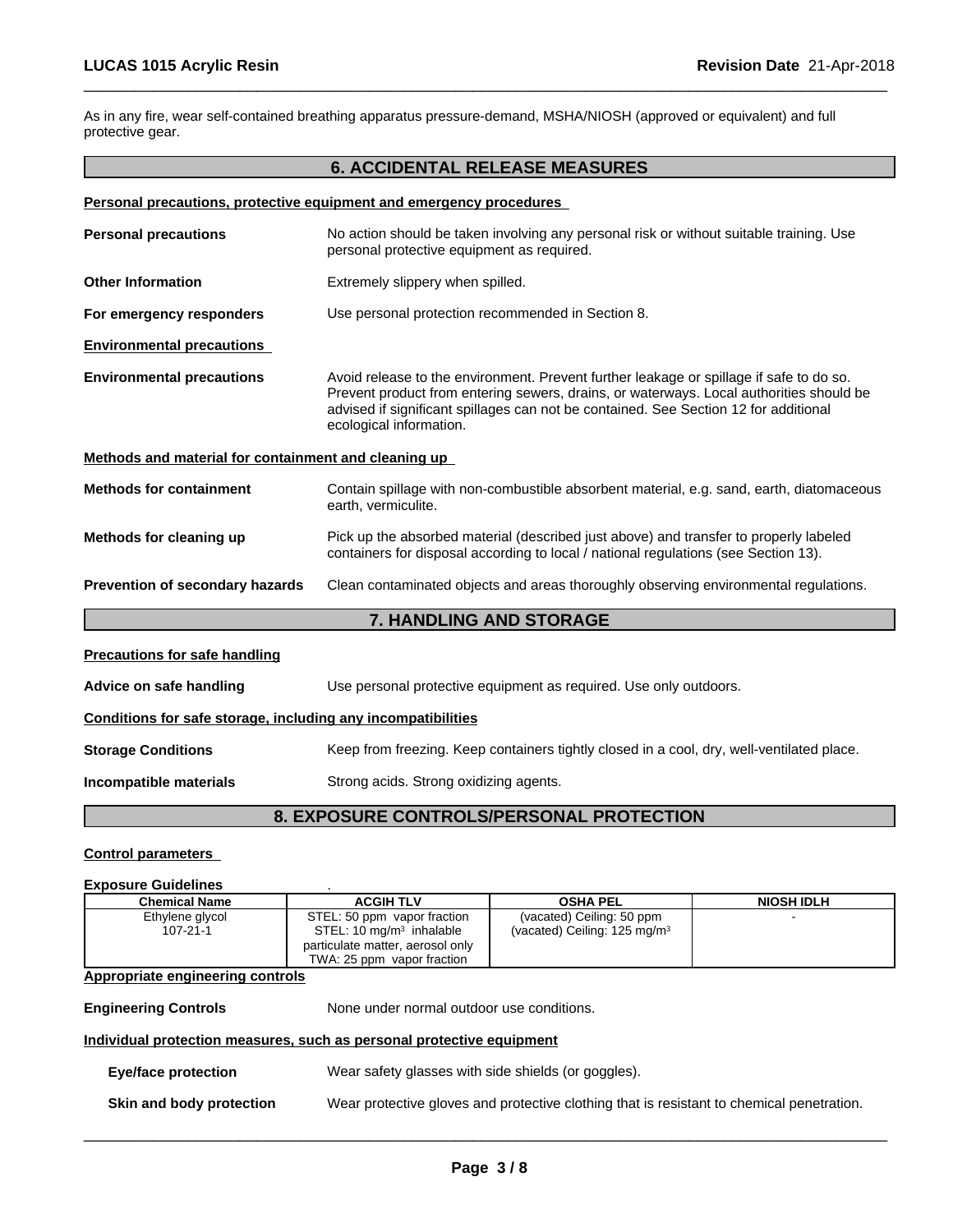As in any fire, wear self-contained breathing apparatus pressure-demand, MSHA/NIOSH (approved or equivalent) and full protective gear.

## 6. ACCIDENTAL RELEASE MEASURES

**Personal precautions, protective equipment and emergency procedures**

**Personal precautions** — No action should be taken involving any personal risk or without suitable training. Use personal protective equipment as required.

**Other Information** — Extremely slippery when spilled.

**For emergency responders** — Use personal protection recommended in Section 8.

**Environmental precautions**

**Environmental precautions** — Avoid release to the environment. Prevent further leakage or spillage if safe to do so. Prevent product from entering sewers, drains, or waterways. Local authorities should be advised if significant spillages can not be contained. See Section 12 for additional ecological information.

**Methods and material for containment and cleaning up**

**Methods for containment** — Contain spillage with non-combustible absorbent material, e.g. sand, earth, diatomaceous earth, vermiculite.

**Methods for cleaning up** — Pick up the absorbed material (described just above) and transfer to properly labeled containers for disposal according to local / national regulations (see Section 13).

**Prevention of secondary hazards** — Clean contaminated objects and areas thoroughly observing environmental regulations.

## 7. HANDLING AND STORAGE

**Precautions for safe handling**

**Advice on safe handling** — Use personal protective equipment as required. Use only outdoors.

**Conditions for safe storage, including any incompatibilities**

**Storage Conditions** — Keep from freezing. Keep containers tightly closed in a cool, dry, well-ventilated place.

**Incompatible materials** — Strong acids. Strong oxidizing agents.

## 8. EXPOSURE CONTROLS/PERSONAL PROTECTION

**Control parameters**

**Exposure Guidelines** .

| Chemical Name | ACGIH TLV | OSHA PEL | NIOSH IDLH |
|---|---|---|---|
| Ethylene glycol 107-21-1 | STEL: 50 ppm vapor fraction<br>STEL: 10 mg/m³ inhalable particulate matter, aerosol only<br>TWA: 25 ppm vapor fraction | (vacated) Ceiling: 50 ppm<br>(vacated) Ceiling: 125 mg/m³ | - |

**Appropriate engineering controls**

**Engineering Controls** — None under normal outdoor use conditions.

**Individual protection measures, such as personal protective equipment**

**Eye/face protection** — Wear safety glasses with side shields (or goggles).

**Skin and body protection** — Wear protective gloves and protective clothing that is resistant to chemical penetration.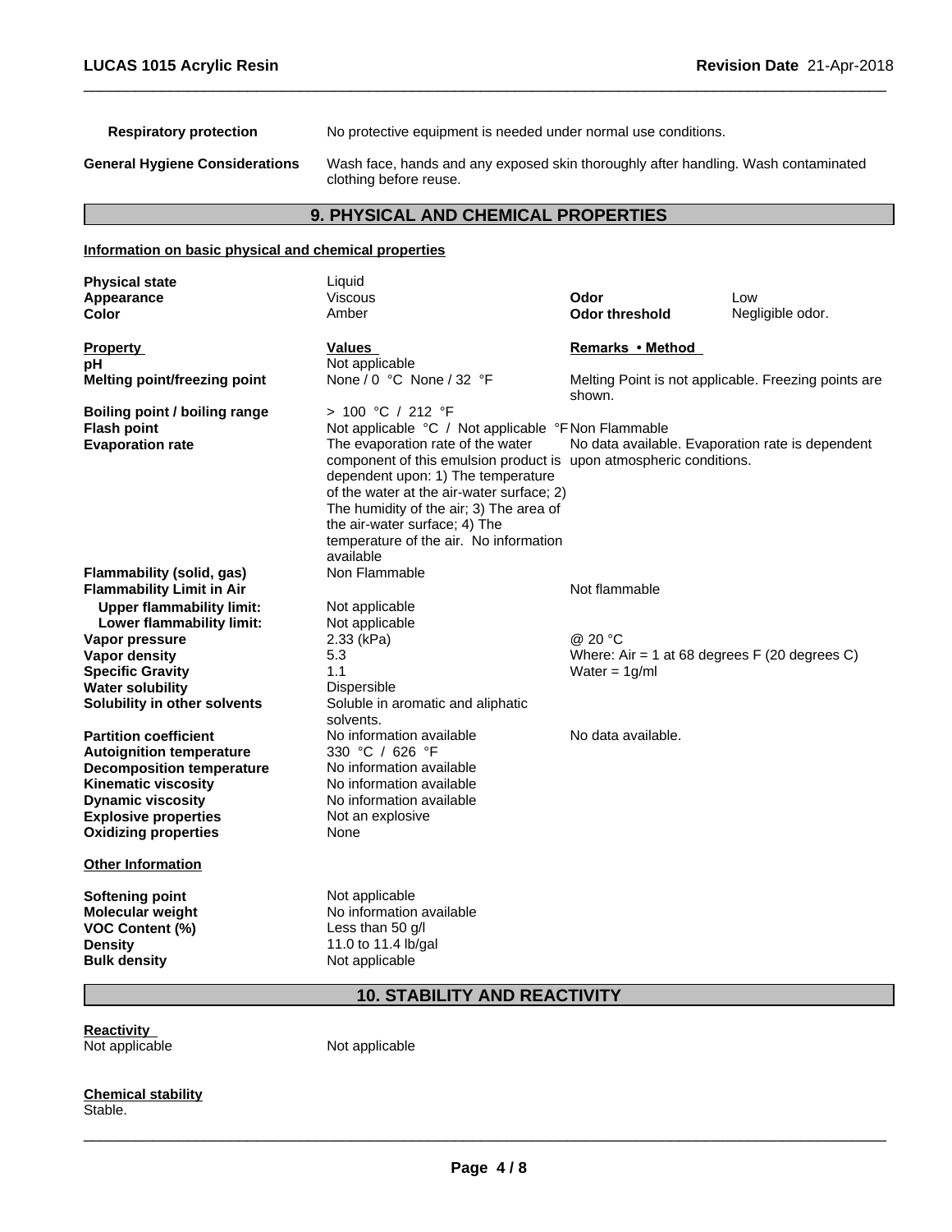| | |
|---|---|
| **Respiratory protection** | No protective equipment is needed under normal use conditions. |
| **General Hygiene Considerations** | Wash face, hands and any exposed skin thoroughly after handling. Wash contaminated clothing before reuse. |

## 9. PHYSICAL AND CHEMICAL PROPERTIES

**Information on basic physical and chemical properties**

| | | | |
|---|---|---|---|
| **Physical state** | Liquid | | |
| **Appearance** | Viscous | **Odor** | Low |
| **Color** | Amber | **Odor threshold** | Negligible odor. |

| **Property** | **Values** | **Remarks • Method** |
|---|---|---|
| **pH** | Not applicable | |
| **Melting point/freezing point** | None / 0 °C None / 32 °F | Melting Point is not applicable. Freezing points are shown. |
| **Boiling point / boiling range** | > 100 °C / 212 °F | |
| **Flash point** | Not applicable °C / Not applicable °F | Non Flammable |
| **Evaporation rate** | The evaporation rate of the water component of this emulsion product is dependent upon: 1) The temperature of the water at the air-water surface; 2) The humidity of the air; 3) The area of the air-water surface; 4) The temperature of the air. No information available | No data available. Evaporation rate is dependent upon atmospheric conditions. |
| **Flammability (solid, gas)** | Non Flammable | |
| **Flammability Limit in Air** | | Not flammable |
| **Upper flammability limit:** | Not applicable | |
| **Lower flammability limit:** | Not applicable | |
| **Vapor pressure** | 2.33 (kPa) | @ 20 °C |
| **Vapor density** | 5.3 | Where: Air = 1 at 68 degrees F (20 degrees C) |
| **Specific Gravity** | 1.1 | Water = 1g/ml |
| **Water solubility** | Dispersible | |
| **Solubility in other solvents** | Soluble in aromatic and aliphatic solvents. | |
| **Partition coefficient** | No information available | No data available. |
| **Autoignition temperature** | 330 °C / 626 °F | |
| **Decomposition temperature** | No information available | |
| **Kinematic viscosity** | No information available | |
| **Dynamic viscosity** | No information available | |
| **Explosive properties** | Not an explosive | |
| **Oxidizing properties** | None | |

**Other Information**

| | |
|---|---|
| **Softening point** | Not applicable |
| **Molecular weight** | No information available |
| **VOC Content (%)** | Less than 50 g/l |
| **Density** | 11.0 to 11.4 lb/gal |
| **Bulk density** | Not applicable |

## 10. STABILITY AND REACTIVITY

**Reactivity**

Not applicable Not applicable

**Chemical stability**

Stable.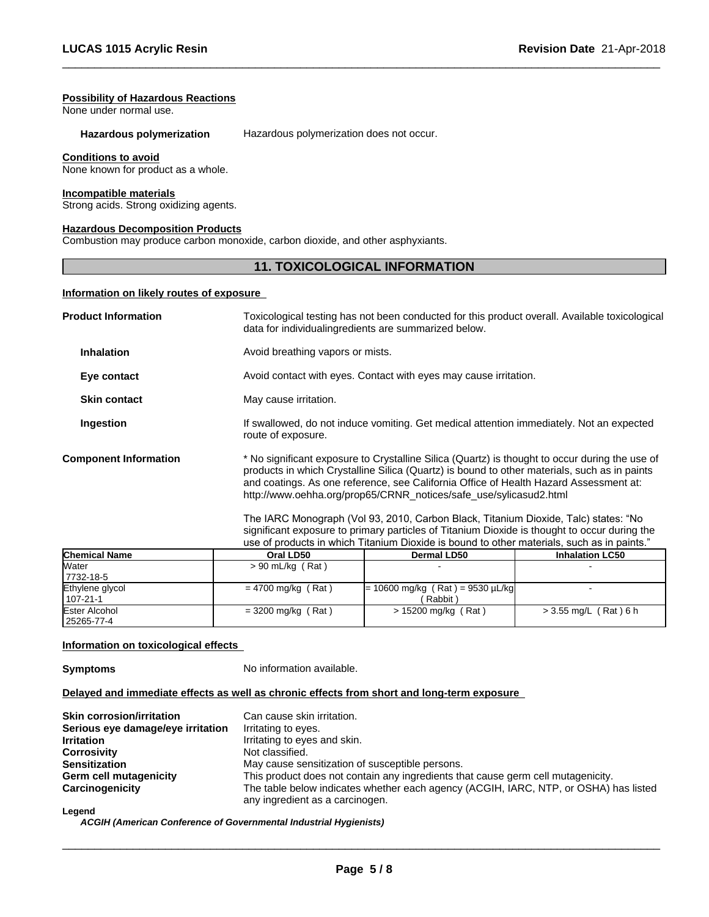**Possibility of Hazardous Reactions**
None under normal use.

**Hazardous polymerization** Hazardous polymerization does not occur.

**Conditions to avoid**
None known for product as a whole.

**Incompatible materials**
Strong acids. Strong oxidizing agents.

**Hazardous Decomposition Products**
Combustion may produce carbon monoxide, carbon dioxide, and other asphyxiants.

## 11. TOXICOLOGICAL INFORMATION

**Information on likely routes of exposure**

**Product Information** Toxicological testing has not been conducted for this product overall. Available toxicological data for individualingredients are summarized below.

**Inhalation** Avoid breathing vapors or mists.

**Eye contact** Avoid contact with eyes. Contact with eyes may cause irritation.

**Skin contact** May cause irritation.

**Ingestion** If swallowed, do not induce vomiting. Get medical attention immediately. Not an expected route of exposure.

**Component Information** * No significant exposure to Crystalline Silica (Quartz) is thought to occur during the use of products in which Crystalline Silica (Quartz) is bound to other materials, such as in paints and coatings. As one reference, see California Office of Health Hazard Assessment at: http://www.oehha.org/prop65/CRNR_notices/safe_use/sylicasud2.html

The IARC Monograph (Vol 93, 2010, Carbon Black, Titanium Dioxide, Talc) states: "No significant exposure to primary particles of Titanium Dioxide is thought to occur during the use of products in which Titanium Dioxide is bound to other materials, such as in paints."

| Chemical Name | Oral LD50 | Dermal LD50 | Inhalation LC50 |
|---|---|---|---|
| Water 7732-18-5 | > 90 mL/kg ( Rat ) | - | - |
| Ethylene glycol 107-21-1 | = 4700 mg/kg ( Rat ) | = 10600 mg/kg ( Rat ) = 9530 µL/kg ( Rabbit ) | - |
| Ester Alcohol 25265-77-4 | = 3200 mg/kg ( Rat ) | > 15200 mg/kg ( Rat ) | > 3.55 mg/L ( Rat ) 6 h |

**Information on toxicological effects**

**Symptoms** No information available.

**Delayed and immediate effects as well as chronic effects from short and long-term exposure**

**Skin corrosion/irritation** Can cause skin irritation.
**Serious eye damage/eye irritation** Irritating to eyes.
**Irritation** Irritating to eyes and skin.
**Corrosivity** Not classified.
**Sensitization** May cause sensitization of susceptible persons.
**Germ cell mutagenicity** This product does not contain any ingredients that cause germ cell mutagenicity.
**Carcinogenicity** The table below indicates whether each agency (ACGIH, IARC, NTP, or OSHA) has listed any ingredient as a carcinogen.

**Legend**
***ACGIH (American Conference of Governmental Industrial Hygienists)***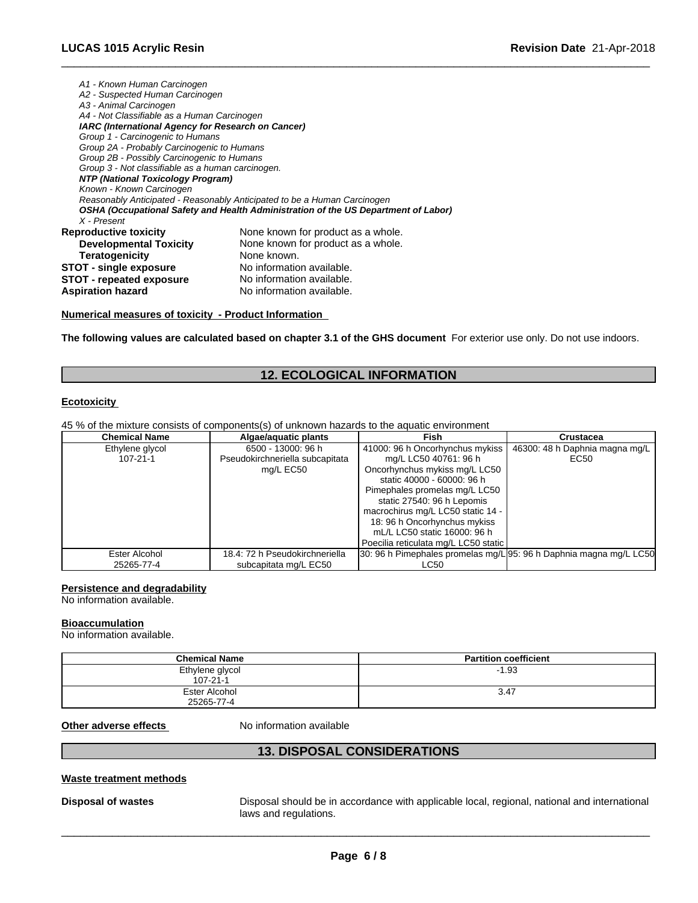*A1 - Known Human Carcinogen*
*A2 - Suspected Human Carcinogen*
*A3 - Animal Carcinogen*
*A4 - Not Classifiable as a Human Carcinogen*
***IARC (International Agency for Research on Cancer)***
*Group 1 - Carcinogenic to Humans*
*Group 2A - Probably Carcinogenic to Humans*
*Group 2B - Possibly Carcinogenic to Humans*
*Group 3 - Not classifiable as a human carcinogen.*
***NTP (National Toxicology Program)***
*Known - Known Carcinogen*
*Reasonably Anticipated - Reasonably Anticipated to be a Human Carcinogen*
***OSHA (Occupational Safety and Health Administration of the US Department of Labor)***
*X - Present*

**Reproductive toxicity** None known for product as a whole.
**Developmental Toxicity** None known for product as a whole.
**Teratogenicity** None known.
**STOT - single exposure** No information available.
**STOT - repeated exposure** No information available.
**Aspiration hazard** No information available.

**Numerical measures of toxicity - Product Information**

**The following values are calculated based on chapter 3.1 of the GHS document** For exterior use only. Do not use indoors.

## 12. ECOLOGICAL INFORMATION

**Ecotoxicity**

45 % of the mixture consists of components(s) of unknown hazards to the aquatic environment

| Chemical Name | Algae/aquatic plants | Fish | Crustacea |
|---|---|---|---|
| Ethylene glycol 107-21-1 | 6500 - 13000: 96 h Pseudokirchneriella subcapitata mg/L EC50 | 41000: 96 h Oncorhynchus mykiss mg/L LC50 40761: 96 h Oncorhynchus mykiss mg/L LC50 static 40000 - 60000: 96 h Pimephales promelas mg/L LC50 static 27540: 96 h Lepomis macrochirus mg/L LC50 static 14 - 18: 96 h Oncorhynchus mykiss mL/L LC50 static 16000: 96 h Poecilia reticulata mg/L LC50 static | 46300: 48 h Daphnia magna mg/L EC50 |
| Ester Alcohol 25265-77-4 | 18.4: 72 h Pseudokirchneriella subcapitata mg/L EC50 | 30: 96 h Pimephales promelas mg/L LC50 | 95: 96 h Daphnia magna mg/L LC50 |

**Persistence and degradability**
No information available.

**Bioaccumulation**
No information available.

| Chemical Name | Partition coefficient |
|---|---|
| Ethylene glycol 107-21-1 | -1.93 |
| Ester Alcohol 25265-77-4 | 3.47 |

**Other adverse effects** No information available

## 13. DISPOSAL CONSIDERATIONS

**Waste treatment methods**

**Disposal of wastes** Disposal should be in accordance with applicable local, regional, national and international laws and regulations.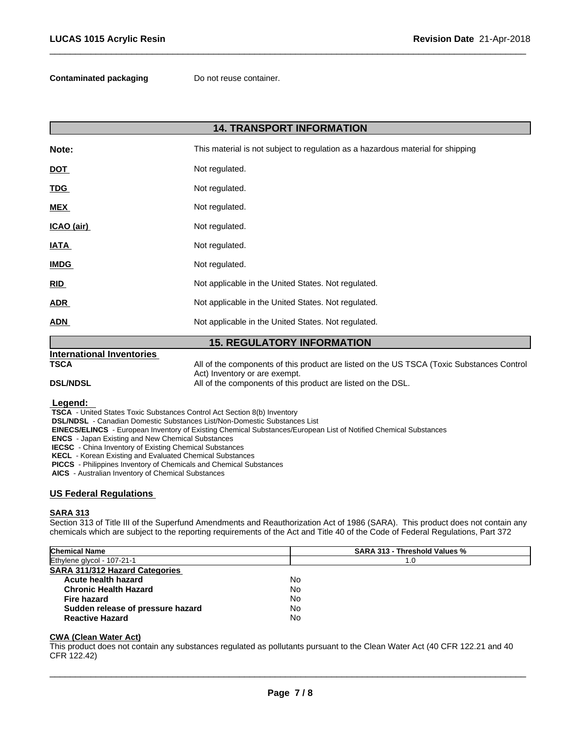**Contaminated packaging** Do not reuse container.

## 14. TRANSPORT INFORMATION

| | |
|---|---|
| **Note:** | This material is not subject to regulation as a hazardous material for shipping |
| **DOT** | Not regulated. |
| **TDG** | Not regulated. |
| **MEX** | Not regulated. |
| **ICAO (air)** | Not regulated. |
| **IATA** | Not regulated. |
| **IMDG** | Not regulated. |
| **RID** | Not applicable in the United States. Not regulated. |
| **ADR** | Not applicable in the United States. Not regulated. |
| **ADN** | Not applicable in the United States. Not regulated. |

## 15. REGULATORY INFORMATION

**International Inventories**

| | |
|---|---|
| **TSCA** | All of the components of this product are listed on the US TSCA (Toxic Substances Control Act) Inventory or are exempt. |
| **DSL/NDSL** | All of the components of this product are listed on the DSL. |

**Legend:**

**TSCA** - United States Toxic Substances Control Act Section 8(b) Inventory
**DSL/NDSL** - Canadian Domestic Substances List/Non-Domestic Substances List
**EINECS/ELINCS** - European Inventory of Existing Chemical Substances/European List of Notified Chemical Substances
**ENCS** - Japan Existing and New Chemical Substances
**IECSC** - China Inventory of Existing Chemical Substances
**KECL** - Korean Existing and Evaluated Chemical Substances
**PICCS** - Philippines Inventory of Chemicals and Chemical Substances
**AICS** - Australian Inventory of Chemical Substances

### US Federal Regulations

**SARA 313**

Section 313 of Title III of the Superfund Amendments and Reauthorization Act of 1986 (SARA). This product does not contain any chemicals which are subject to the reporting requirements of the Act and Title 40 of the Code of Federal Regulations, Part 372

| Chemical Name | SARA 313 - Threshold Values % |
|---|---|
| Ethylene glycol - 107-21-1 | 1.0 |

**SARA 311/312 Hazard Categories**

| | |
|---|---|
| **Acute health hazard** | No |
| **Chronic Health Hazard** | No |
| **Fire hazard** | No |
| **Sudden release of pressure hazard** | No |
| **Reactive Hazard** | No |

**CWA (Clean Water Act)**

This product does not contain any substances regulated as pollutants pursuant to the Clean Water Act (40 CFR 122.21 and 40 CFR 122.42)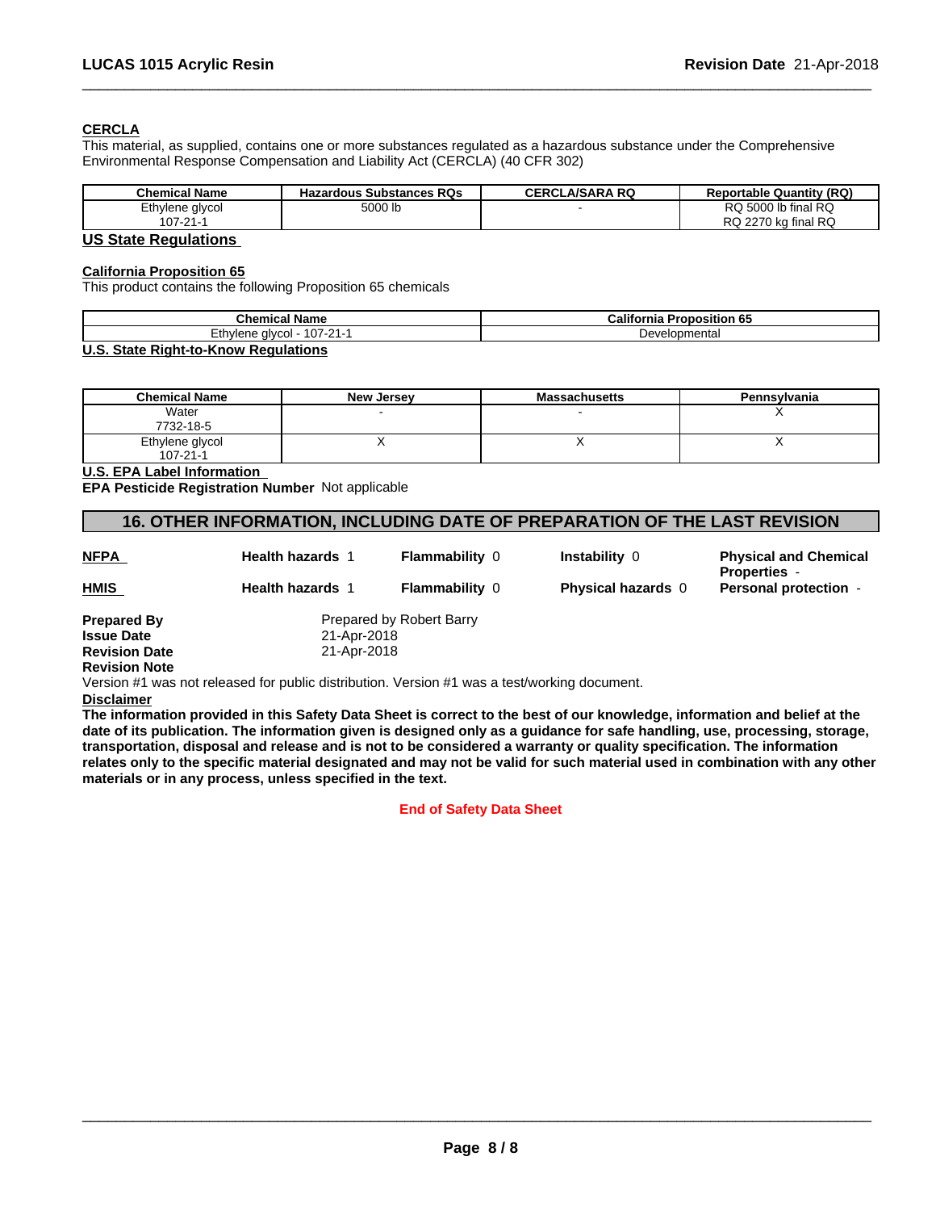**CERCLA**

This material, as supplied, contains one or more substances regulated as a hazardous substance under the Comprehensive Environmental Response Compensation and Liability Act (CERCLA) (40 CFR 302)

| Chemical Name | Hazardous Substances RQs | CERCLA/SARA RQ | Reportable Quantity (RQ) |
|---|---|---|---|
| Ethylene glycol<br>107-21-1 | 5000 lb | - | RQ 5000 lb final RQ<br>RQ 2270 kg final RQ |

## US State Regulations

**California Proposition 65**

This product contains the following Proposition 65 chemicals

| Chemical Name | California Proposition 65 |
|---|---|
| Ethylene glycol - 107-21-1 | Developmental |

**U.S. State Right-to-Know Regulations**

| Chemical Name | New Jersey | Massachusetts | Pennsylvania |
|---|---|---|---|
| Water<br>7732-18-5 | - | - | X |
| Ethylene glycol<br>107-21-1 | X | X | X |

**U.S. EPA Label Information**

**EPA Pesticide Registration Number** Not applicable

## 16. OTHER INFORMATION, INCLUDING DATE OF PREPARATION OF THE LAST REVISION

**NFPA** **Health hazards** 1 **Flammability** 0 **Instability** 0 **Physical and Chemical Properties** -

**HMIS** **Health hazards** 1 **Flammability** 0 **Physical hazards** 0 **Personal protection** -

**Prepared By** Prepared by Robert Barry
**Issue Date** 21-Apr-2018
**Revision Date** 21-Apr-2018
**Revision Note**

Version #1 was not released for public distribution. Version #1 was a test/working document.

**Disclaimer**

**The information provided in this Safety Data Sheet is correct to the best of our knowledge, information and belief at the date of its publication. The information given is designed only as a guidance for safe handling, use, processing, storage, transportation, disposal and release and is not to be considered a warranty or quality specification. The information relates only to the specific material designated and may not be valid for such material used in combination with any other materials or in any process, unless specified in the text.**

**End of Safety Data Sheet**